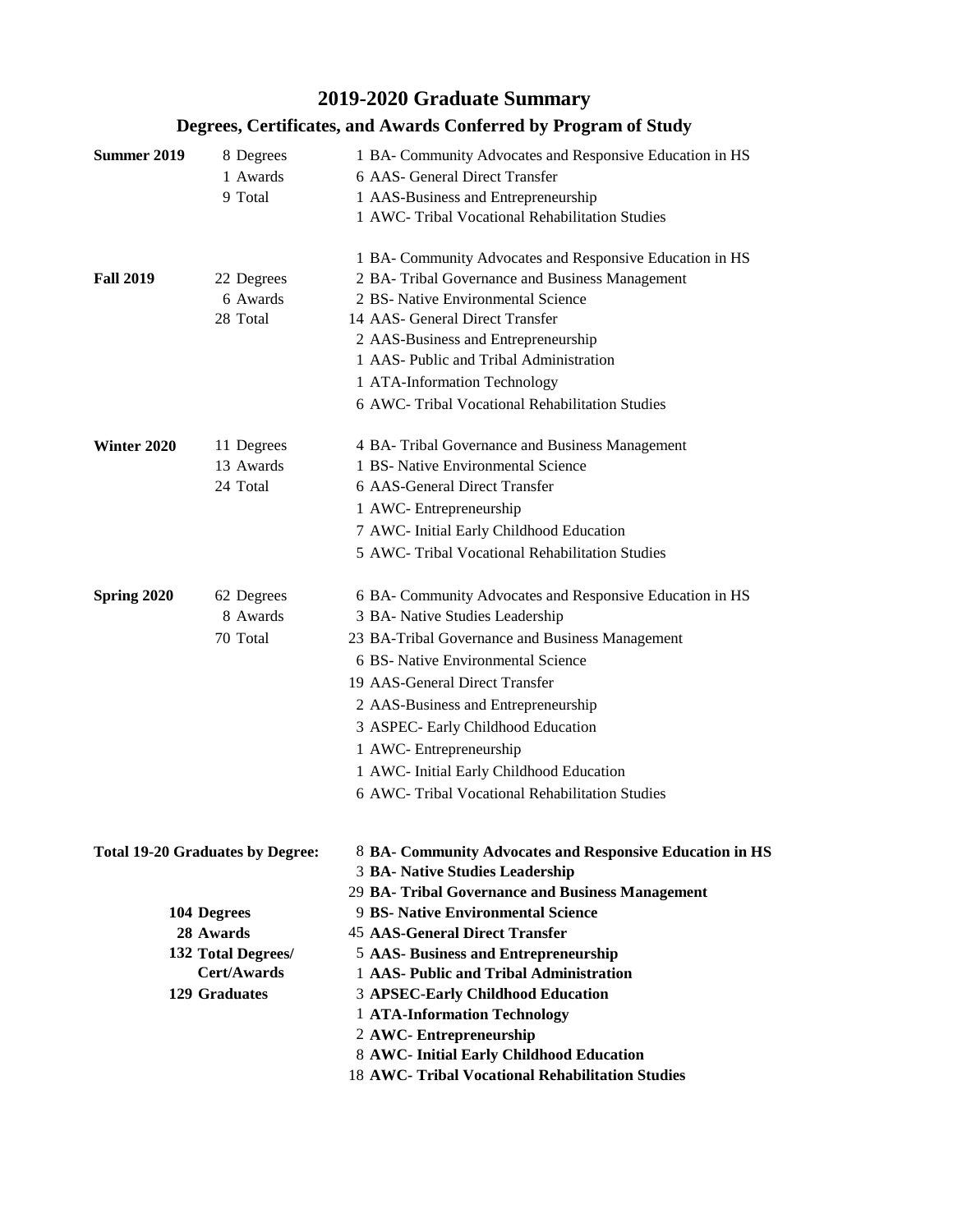# 2019-2020 Graduate Summary

## Degrees, Certificates, and Awards Conferred by Program of Study

| Term | Counts | Programs |
|---|---|---|
| **Summer 2019** | 8 Degrees | 1 BA- Community Advocates and Responsive Education in HS |
| | 1 Awards | 6 AAS- General Direct Transfer |
| | 9 Total | 1 AAS-Business and Entrepreneurship |
| | | 1 AWC- Tribal Vocational Rehabilitation Studies |
| | | 1 BA- Community Advocates and Responsive Education in HS |
| **Fall 2019** | 22 Degrees | 2 BA- Tribal Governance and Business Management |
| | 6 Awards | 2 BS- Native Environmental Science |
| | 28 Total | 14 AAS- General Direct Transfer |
| | | 2 AAS-Business and Entrepreneurship |
| | | 1 AAS- Public and Tribal Administration |
| | | 1 ATA-Information Technology |
| | | 6 AWC- Tribal Vocational Rehabilitation Studies |
| **Winter 2020** | 11 Degrees | 4 BA- Tribal Governance and Business Management |
| | 13 Awards | 1 BS- Native Environmental Science |
| | 24 Total | 6 AAS-General Direct Transfer |
| | | 1 AWC- Entrepreneurship |
| | | 7 AWC- Initial Early Childhood Education |
| | | 5 AWC- Tribal Vocational Rehabilitation Studies |
| **Spring 2020** | 62 Degrees | 6 BA- Community Advocates and Responsive Education in HS |
| | 8 Awards | 3 BA- Native Studies Leadership |
| | 70 Total | 23 BA-Tribal Governance and Business Management |
| | | 6 BS- Native Environmental Science |
| | | 19 AAS-General Direct Transfer |
| | | 2 AAS-Business and Entrepreneurship |
| | | 3 ASPEC- Early Childhood Education |
| | | 1 AWC- Entrepreneurship |
| | | 1 AWC- Initial Early Childhood Education |
| | | 6 AWC- Tribal Vocational Rehabilitation Studies |

**Total 19-20 Graduates by Degree:**

| Totals | Programs |
|---|---|
| | **8 BA- Community Advocates and Responsive Education in HS** |
| | **3 BA- Native Studies Leadership** |
| | **29 BA- Tribal Governance and Business Management** |
| **104 Degrees** | **9 BS- Native Environmental Science** |
| **28 Awards** | **45 AAS-General Direct Transfer** |
| **132 Total Degrees/ Cert/Awards** | **5 AAS- Business and Entrepreneurship** |
| | **1 AAS- Public and Tribal Administration** |
| **129 Graduates** | **3 APSEC-Early Childhood Education** |
| | **1 ATA-Information Technology** |
| | **2 AWC- Entrepreneurship** |
| | **8 AWC- Initial Early Childhood Education** |
| | **18 AWC- Tribal Vocational Rehabilitation Studies** |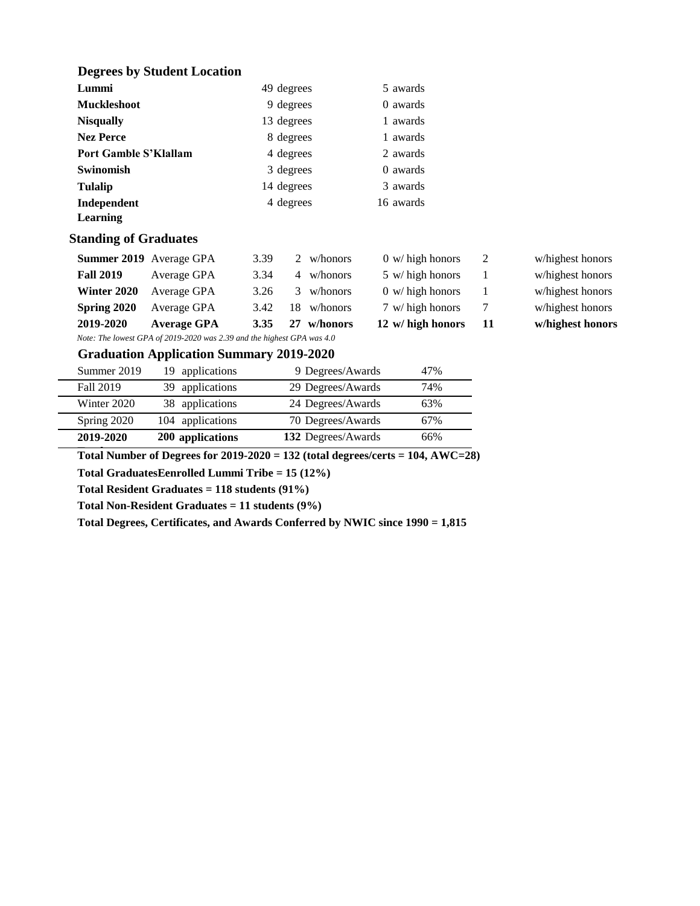### Degrees by Student Location

| | | |
|---|---|---|
| **Lummi** | 49 degrees | 5 awards |
| **Muckleshoot** | 9 degrees | 0 awards |
| **Nisqually** | 13 degrees | 1 awards |
| **Nez Perce** | 8 degrees | 1 awards |
| **Port Gamble S'Klallam** | 4 degrees | 2 awards |
| **Swinomish** | 3 degrees | 0 awards |
| **Tulalip** | 14 degrees | 3 awards |
| **Independent Learning** | 4 degrees | 16 awards |

### Standing of Graduates

| | | | | | | |
|---|---|---|---|---|---|---|
| **Summer 2019** | Average GPA | 3.39 | 2 w/honors | 0 w/ high honors | 2 | w/highest honors |
| **Fall 2019** | Average GPA | 3.34 | 4 w/honors | 5 w/ high honors | 1 | w/highest honors |
| **Winter 2020** | Average GPA | 3.26 | 3 w/honors | 0 w/ high honors | 1 | w/highest honors |
| **Spring 2020** | Average GPA | 3.42 | 18 w/honors | 7 w/ high honors | 7 | w/highest honors |
| **2019-2020** | **Average GPA** | **3.35** | **27 w/honors** | **12 w/ high honors** | **11** | **w/highest honors** |

*Note: The lowest GPA of 2019-2020 was 2.39 and the highest GPA was 4.0*

### Graduation Application Summary 2019-2020

| | | | |
|---|---|---|---|
| Summer 2019 | 19 applications | 9 Degrees/Awards | 47% |
| Fall 2019 | 39 applications | 29 Degrees/Awards | 74% |
| Winter 2020 | 38 applications | 24 Degrees/Awards | 63% |
| Spring 2020 | 104 applications | 70 Degrees/Awards | 67% |
| **2019-2020** | **200 applications** | **132** Degrees/Awards | 66% |

**Total Number of Degrees for 2019-2020 = 132 (total degrees/certs = 104, AWC=28)**

**Total GraduatesEenrolled Lummi Tribe = 15 (12%)**

**Total Resident Graduates = 118 students (91%)**

**Total Non-Resident Graduates = 11 students (9%)**

**Total Degrees, Certificates, and Awards Conferred by NWIC since 1990 = 1,815**